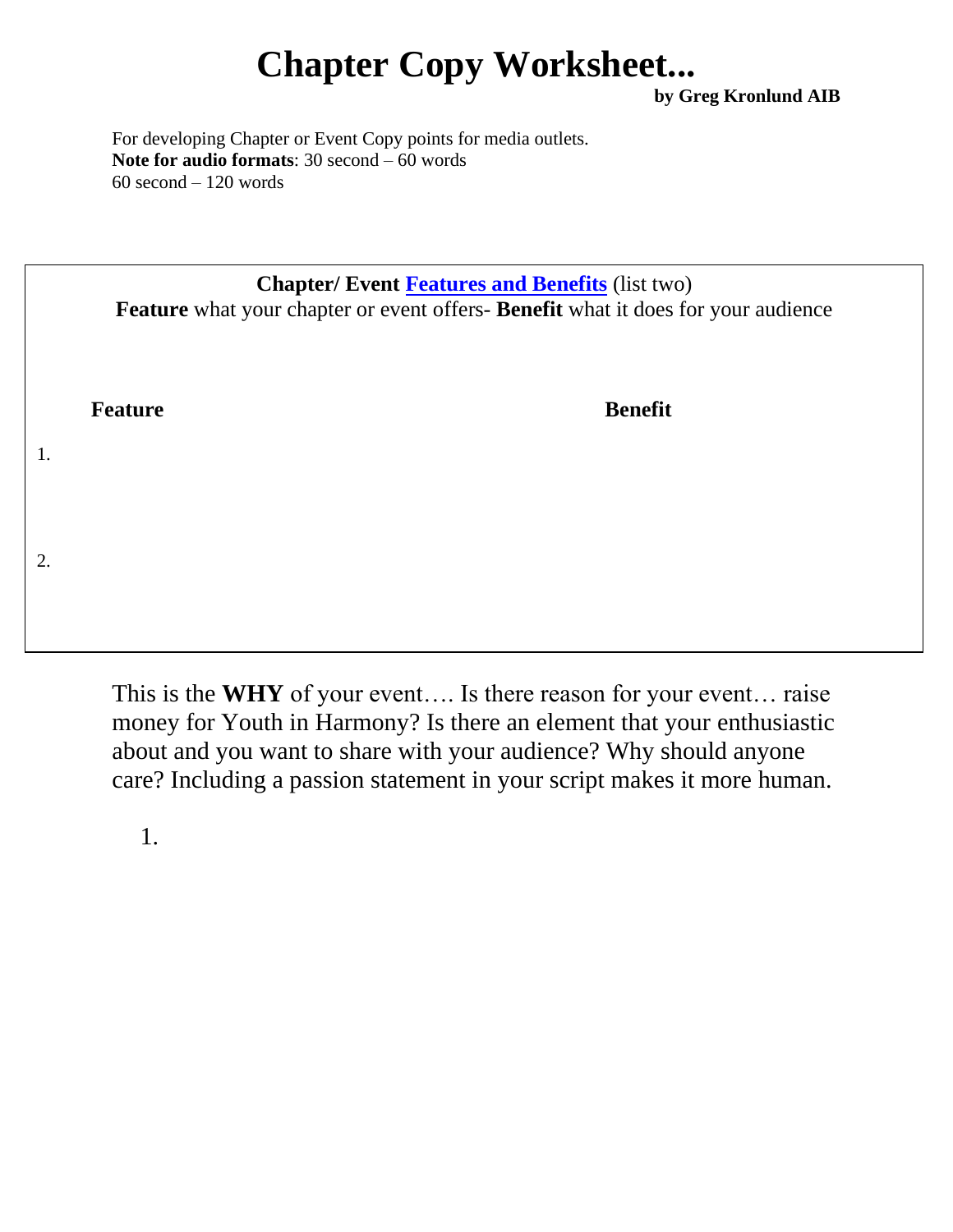# Chapter Copy Worksheet...

**by Greg Kronlund AIB**

For developing Chapter or Event Copy points for media outlets.
**Note for audio formats**: 30 second – 60 words
60 second – 120 words

**Chapter/ Event Features and Benefits** (list two)
**Feature** what your chapter or event offers- **Benefit** what it does for your audience

| | Feature | Benefit |
|---|---|---|
| 1. | | |
| 2. | | |

This is the **WHY** of your event…. Is there reason for your event… raise money for Youth in Harmony? Is there an element that your enthusiastic about and you want to share with your audience? Why should anyone care? Including a passion statement in your script makes it more human.

1.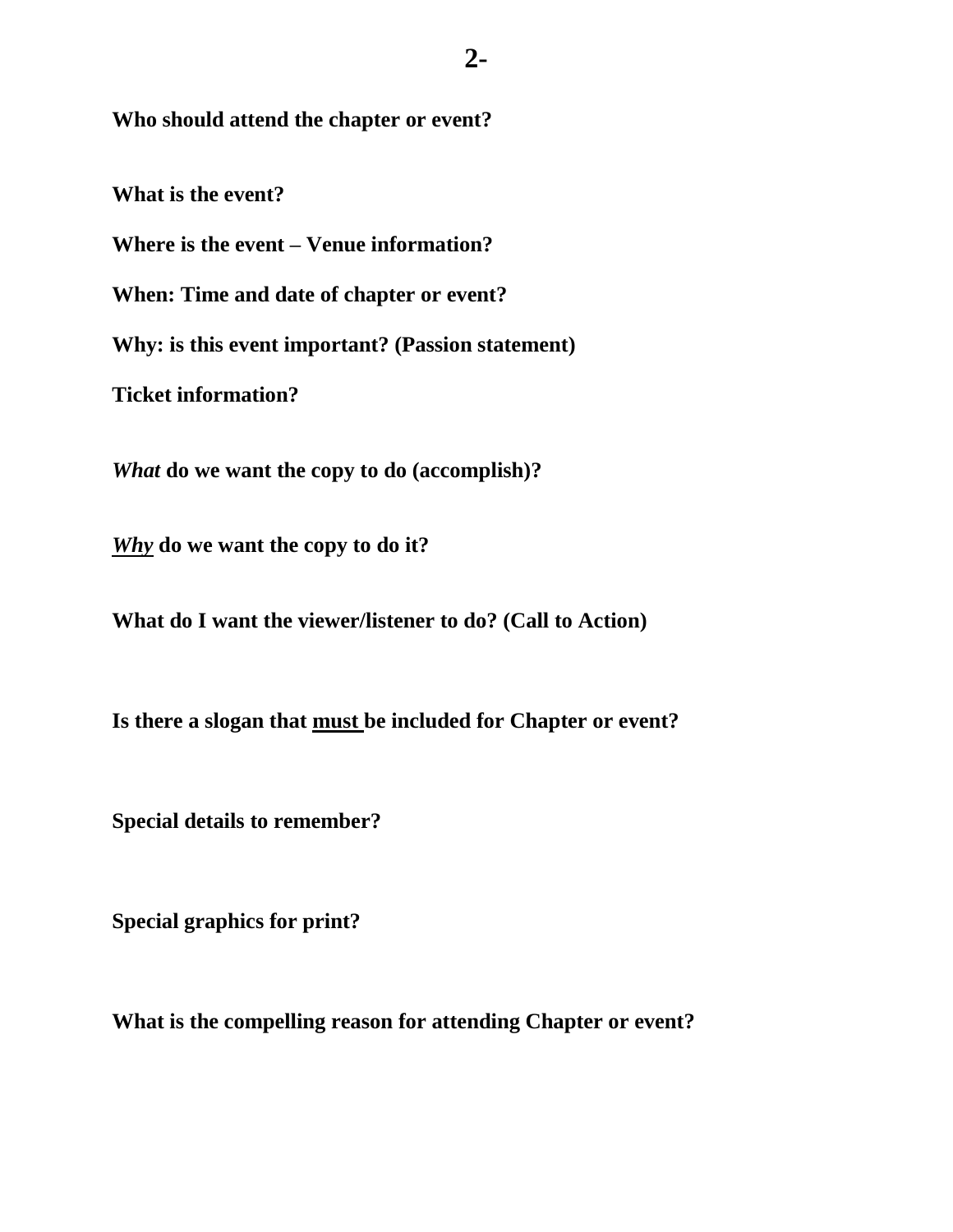**Who should attend the chapter or event?**

**What is the event?**

**Where is the event – Venue information?**

**When: Time and date of chapter or event?**

**Why: is this event important? (Passion statement)**

**Ticket information?**

***What* do we want the copy to do (accomplish)?**

***<u>Why</u>* do we want the copy to do it?**

**What do I want the viewer/listener to do? (Call to Action)**

**Is there a slogan that <u>must</u> be included for Chapter or event?**

**Special details to remember?**

**Special graphics for print?**

**What is the compelling reason for attending Chapter or event?**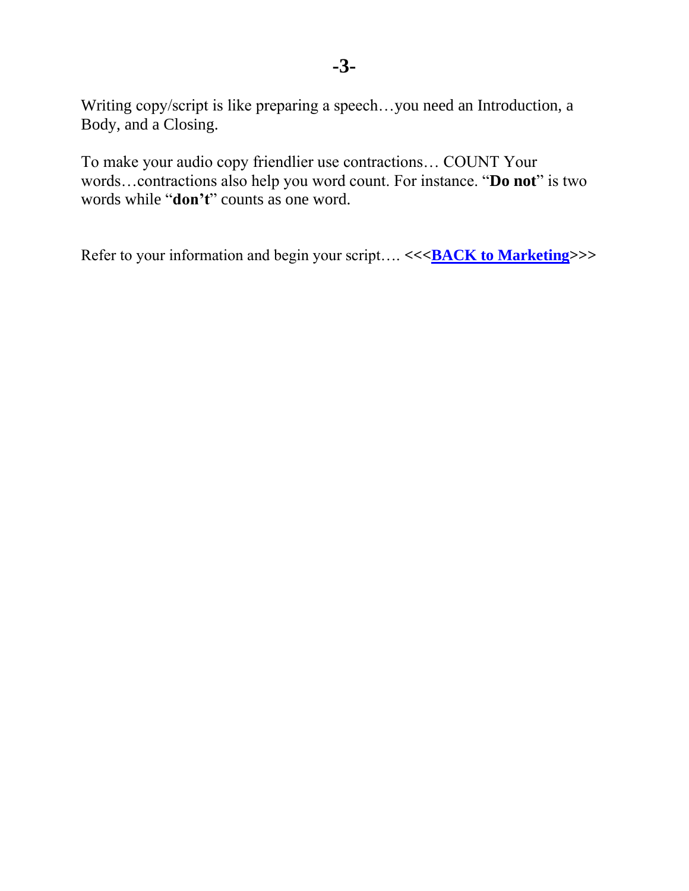Writing copy/script is like preparing a speech…you need an Introduction, a Body, and a Closing.

To make your audio copy friendlier use contractions… COUNT Your words…contractions also help you word count. For instance. "**Do not**" is two words while "**don't**" counts as one word.

Refer to your information and begin your script…. **<<<BACK to Marketing>>>**